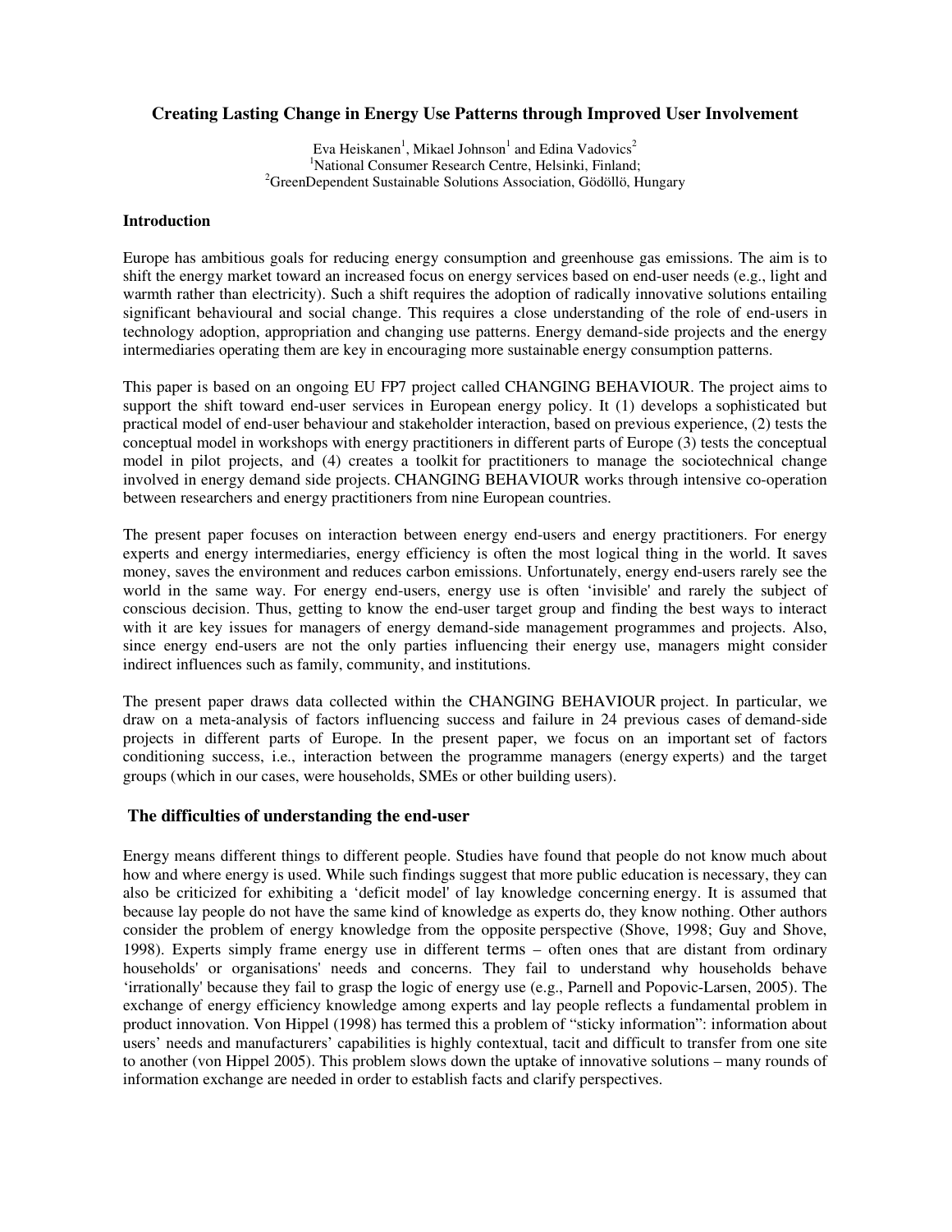# Creating Lasting Change in Energy Use Patterns through Improved User Involvement

Eva Heiskanen[1], Mikael Johnson[1] and Edina Vadovics[2]
[1]National Consumer Research Centre, Helsinki, Finland;
[2]GreenDependent Sustainable Solutions Association, Gödöllö, Hungary

## Introduction

Europe has ambitious goals for reducing energy consumption and greenhouse gas emissions. The aim is to shift the energy market toward an increased focus on energy services based on end-user needs (e.g., light and warmth rather than electricity). Such a shift requires the adoption of radically innovative solutions entailing significant behavioural and social change. This requires a close understanding of the role of end-users in technology adoption, appropriation and changing use patterns. Energy demand-side projects and the energy intermediaries operating them are key in encouraging more sustainable energy consumption patterns.

This paper is based on an ongoing EU FP7 project called CHANGING BEHAVIOUR. The project aims to support the shift toward end-user services in European energy policy. It (1) develops a sophisticated but practical model of end-user behaviour and stakeholder interaction, based on previous experience, (2) tests the conceptual model in workshops with energy practitioners in different parts of Europe (3) tests the conceptual model in pilot projects, and (4) creates a toolkit for practitioners to manage the sociotechnical change involved in energy demand side projects. CHANGING BEHAVIOUR works through intensive co-operation between researchers and energy practitioners from nine European countries.

The present paper focuses on interaction between energy end-users and energy practitioners. For energy experts and energy intermediaries, energy efficiency is often the most logical thing in the world. It saves money, saves the environment and reduces carbon emissions. Unfortunately, energy end-users rarely see the world in the same way. For energy end-users, energy use is often 'invisible' and rarely the subject of conscious decision. Thus, getting to know the end-user target group and finding the best ways to interact with it are key issues for managers of energy demand-side management programmes and projects. Also, since energy end-users are not the only parties influencing their energy use, managers might consider indirect influences such as family, community, and institutions.

The present paper draws data collected within the CHANGING BEHAVIOUR project. In particular, we draw on a meta-analysis of factors influencing success and failure in 24 previous cases of demand-side projects in different parts of Europe. In the present paper, we focus on an important set of factors conditioning success, i.e., interaction between the programme managers (energy experts) and the target groups (which in our cases, were households, SMEs or other building users).

## The difficulties of understanding the end-user

Energy means different things to different people. Studies have found that people do not know much about how and where energy is used. While such findings suggest that more public education is necessary, they can also be criticized for exhibiting a 'deficit model' of lay knowledge concerning energy. It is assumed that because lay people do not have the same kind of knowledge as experts do, they know nothing. Other authors consider the problem of energy knowledge from the opposite perspective (Shove, 1998; Guy and Shove, 1998). Experts simply frame energy use in different terms – often ones that are distant from ordinary households' or organisations' needs and concerns. They fail to understand why households behave 'irrationally' because they fail to grasp the logic of energy use (e.g., Parnell and Popovic-Larsen, 2005). The exchange of energy efficiency knowledge among experts and lay people reflects a fundamental problem in product innovation. Von Hippel (1998) has termed this a problem of "sticky information": information about users' needs and manufacturers' capabilities is highly contextual, tacit and difficult to transfer from one site to another (von Hippel 2005). This problem slows down the uptake of innovative solutions – many rounds of information exchange are needed in order to establish facts and clarify perspectives.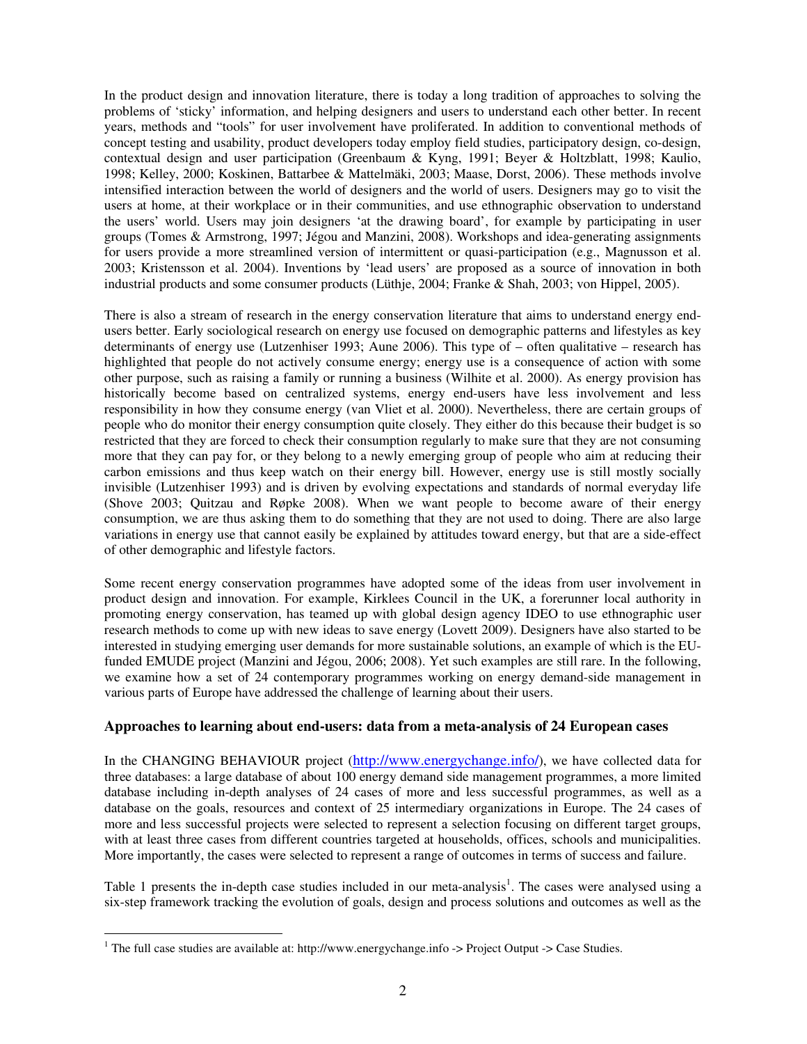In the product design and innovation literature, there is today a long tradition of approaches to solving the problems of 'sticky' information, and helping designers and users to understand each other better. In recent years, methods and "tools" for user involvement have proliferated. In addition to conventional methods of concept testing and usability, product developers today employ field studies, participatory design, co-design, contextual design and user participation (Greenbaum & Kyng, 1991; Beyer & Holtzblatt, 1998; Kaulio, 1998; Kelley, 2000; Koskinen, Battarbee & Mattelmäki, 2003; Maase, Dorst, 2006). These methods involve intensified interaction between the world of designers and the world of users. Designers may go to visit the users at home, at their workplace or in their communities, and use ethnographic observation to understand the users' world. Users may join designers 'at the drawing board', for example by participating in user groups (Tomes & Armstrong, 1997; Jégou and Manzini, 2008). Workshops and idea-generating assignments for users provide a more streamlined version of intermittent or quasi-participation (e.g., Magnusson et al. 2003; Kristensson et al. 2004). Inventions by 'lead users' are proposed as a source of innovation in both industrial products and some consumer products (Lüthje, 2004; Franke & Shah, 2003; von Hippel, 2005).

There is also a stream of research in the energy conservation literature that aims to understand energy end-users better. Early sociological research on energy use focused on demographic patterns and lifestyles as key determinants of energy use (Lutzenhiser 1993; Aune 2006). This type of – often qualitative – research has highlighted that people do not actively consume energy; energy use is a consequence of action with some other purpose, such as raising a family or running a business (Wilhite et al. 2000). As energy provision has historically become based on centralized systems, energy end-users have less involvement and less responsibility in how they consume energy (van Vliet et al. 2000). Nevertheless, there are certain groups of people who do monitor their energy consumption quite closely. They either do this because their budget is so restricted that they are forced to check their consumption regularly to make sure that they are not consuming more that they can pay for, or they belong to a newly emerging group of people who aim at reducing their carbon emissions and thus keep watch on their energy bill. However, energy use is still mostly socially invisible (Lutzenhiser 1993) and is driven by evolving expectations and standards of normal everyday life (Shove 2003; Quitzau and Røpke 2008). When we want people to become aware of their energy consumption, we are thus asking them to do something that they are not used to doing. There are also large variations in energy use that cannot easily be explained by attitudes toward energy, but that are a side-effect of other demographic and lifestyle factors.

Some recent energy conservation programmes have adopted some of the ideas from user involvement in product design and innovation. For example, Kirklees Council in the UK, a forerunner local authority in promoting energy conservation, has teamed up with global design agency IDEO to use ethnographic user research methods to come up with new ideas to save energy (Lovett 2009). Designers have also started to be interested in studying emerging user demands for more sustainable solutions, an example of which is the EU-funded EMUDE project (Manzini and Jégou, 2006; 2008). Yet such examples are still rare. In the following, we examine how a set of 24 contemporary programmes working on energy demand-side management in various parts of Europe have addressed the challenge of learning about their users.

## Approaches to learning about end-users: data from a meta-analysis of 24 European cases

In the CHANGING BEHAVIOUR project (http://www.energychange.info/), we have collected data for three databases: a large database of about 100 energy demand side management programmes, a more limited database including in-depth analyses of 24 cases of more and less successful programmes, as well as a database on the goals, resources and context of 25 intermediary organizations in Europe. The 24 cases of more and less successful projects were selected to represent a selection focusing on different target groups, with at least three cases from different countries targeted at households, offices, schools and municipalities. More importantly, the cases were selected to represent a range of outcomes in terms of success and failure.

Table 1 presents the in-depth case studies included in our meta-analysis[1]. The cases were analysed using a six-step framework tracking the evolution of goals, design and process solutions and outcomes as well as the

[1] The full case studies are available at: http://www.energychange.info -> Project Output -> Case Studies.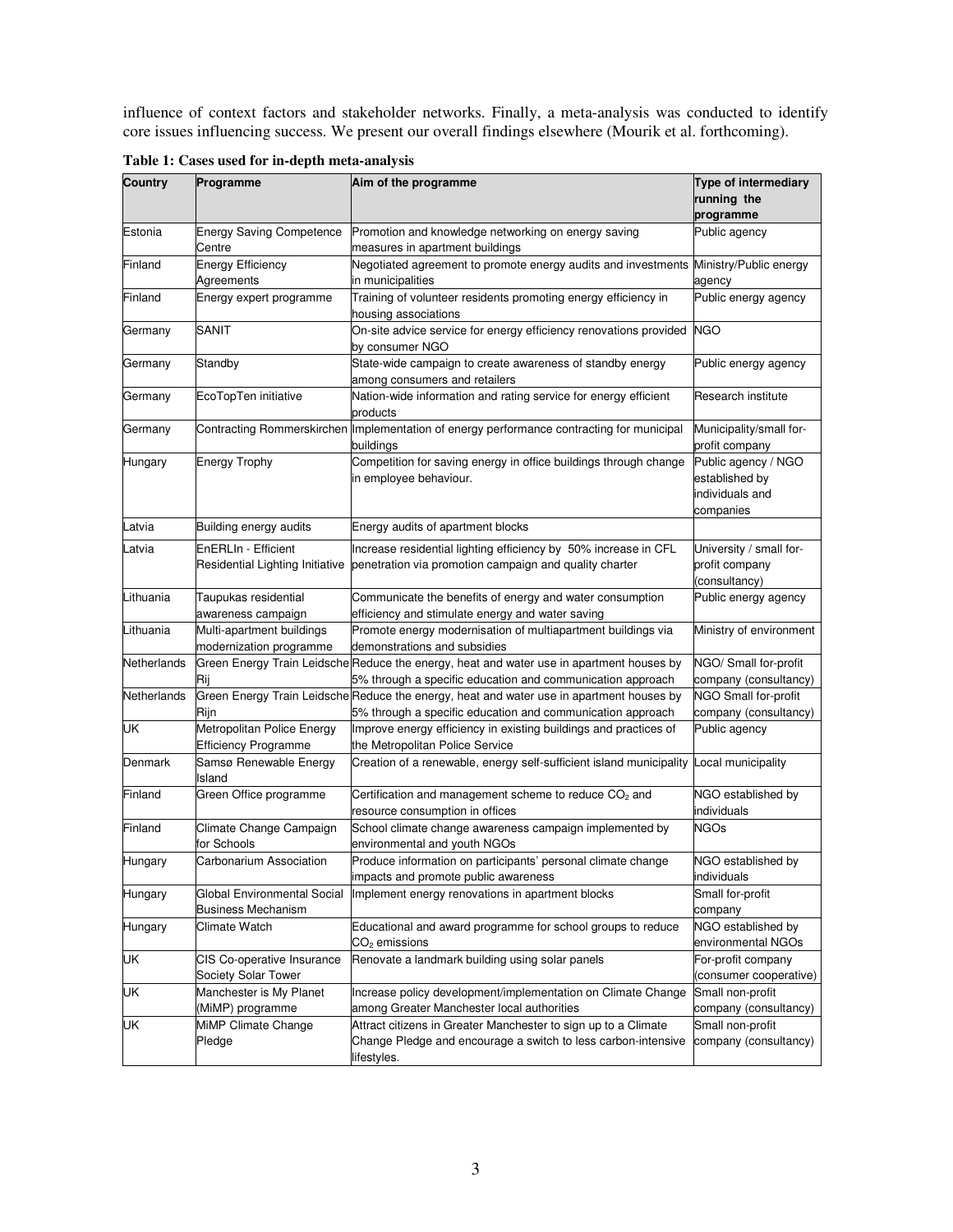influence of context factors and stakeholder networks. Finally, a meta-analysis was conducted to identify core issues influencing success. We present our overall findings elsewhere (Mourik et al. forthcoming).

**Table 1: Cases used for in-depth meta-analysis**

| Country | Programme | Aim of the programme | Type of intermediary running the programme |
|---|---|---|---|
| Estonia | Energy Saving Competence Centre | Promotion and knowledge networking on energy saving measures in apartment buildings | Public agency |
| Finland | Energy Efficiency Agreements | Negotiated agreement to promote energy audits and investments in municipalities | Ministry/Public energy agency |
| Finland | Energy expert programme | Training of volunteer residents promoting energy efficiency in housing associations | Public energy agency |
| Germany | SANIT | On-site advice service for energy efficiency renovations provided by consumer NGO | NGO |
| Germany | Standby | State-wide campaign to create awareness of standby energy among consumers and retailers | Public energy agency |
| Germany | EcoTopTen initiative | Nation-wide information and rating service for energy efficient products | Research institute |
| Germany | Contracting Rommerskirchen | Implementation of energy performance contracting for municipal buildings | Municipality/small for-profit company |
| Hungary | Energy Trophy | Competition for saving energy in office buildings through change in employee behaviour. | Public agency / NGO established by individuals and companies |
| Latvia | Building energy audits | Energy audits of apartment blocks | |
| Latvia | EnERLIn - Efficient Residential Lighting Initiative | Increase residential lighting efficiency by 50% increase in CFL penetration via promotion campaign and quality charter | University / small for-profit company (consultancy) |
| Lithuania | Taupukas residential awareness campaign | Communicate the benefits of energy and water consumption efficiency and stimulate energy and water saving | Public energy agency |
| Lithuania | Multi-apartment buildings modernization programme | Promote energy modernisation of multiapartment buildings via demonstrations and subsidies | Ministry of environment |
| Netherlands | Green Energy Train Leidsche Rij | Reduce the energy, heat and water use in apartment houses by 5% through a specific education and communication approach | NGO/ Small for-profit company (consultancy) |
| Netherlands | Green Energy Train Leidsche Rijn | Reduce the energy, heat and water use in apartment houses by 5% through a specific education and communication approach | NGO Small for-profit company (consultancy) |
| UK | Metropolitan Police Energy Efficiency Programme | Improve energy efficiency in existing buildings and practices of the Metropolitan Police Service | Public agency |
| Denmark | Samsø Renewable Energy Island | Creation of a renewable, energy self-sufficient island municipality | Local municipality |
| Finland | Green Office programme | Certification and management scheme to reduce $CO_2$ and resource consumption in offices | NGO established by individuals |
| Finland | Climate Change Campaign for Schools | School climate change awareness campaign implemented by environmental and youth NGOs | NGOs |
| Hungary | Carbonarium Association | Produce information on participants' personal climate change impacts and promote public awareness | NGO established by individuals |
| Hungary | Global Environmental Social Business Mechanism | Implement energy renovations in apartment blocks | Small for-profit company |
| Hungary | Climate Watch | Educational and award programme for school groups to reduce $CO_2$ emissions | NGO established by environmental NGOs |
| UK | CIS Co-operative Insurance Society Solar Tower | Renovate a landmark building using solar panels | For-profit company (consumer cooperative) |
| UK | Manchester is My Planet (MiMP) programme | Increase policy development/implementation on Climate Change among Greater Manchester local authorities | Small non-profit company (consultancy) |
| UK | MiMP Climate Change Pledge | Attract citizens in Greater Manchester to sign up to a Climate Change Pledge and encourage a switch to less carbon-intensive lifestyles. | Small non-profit company (consultancy) |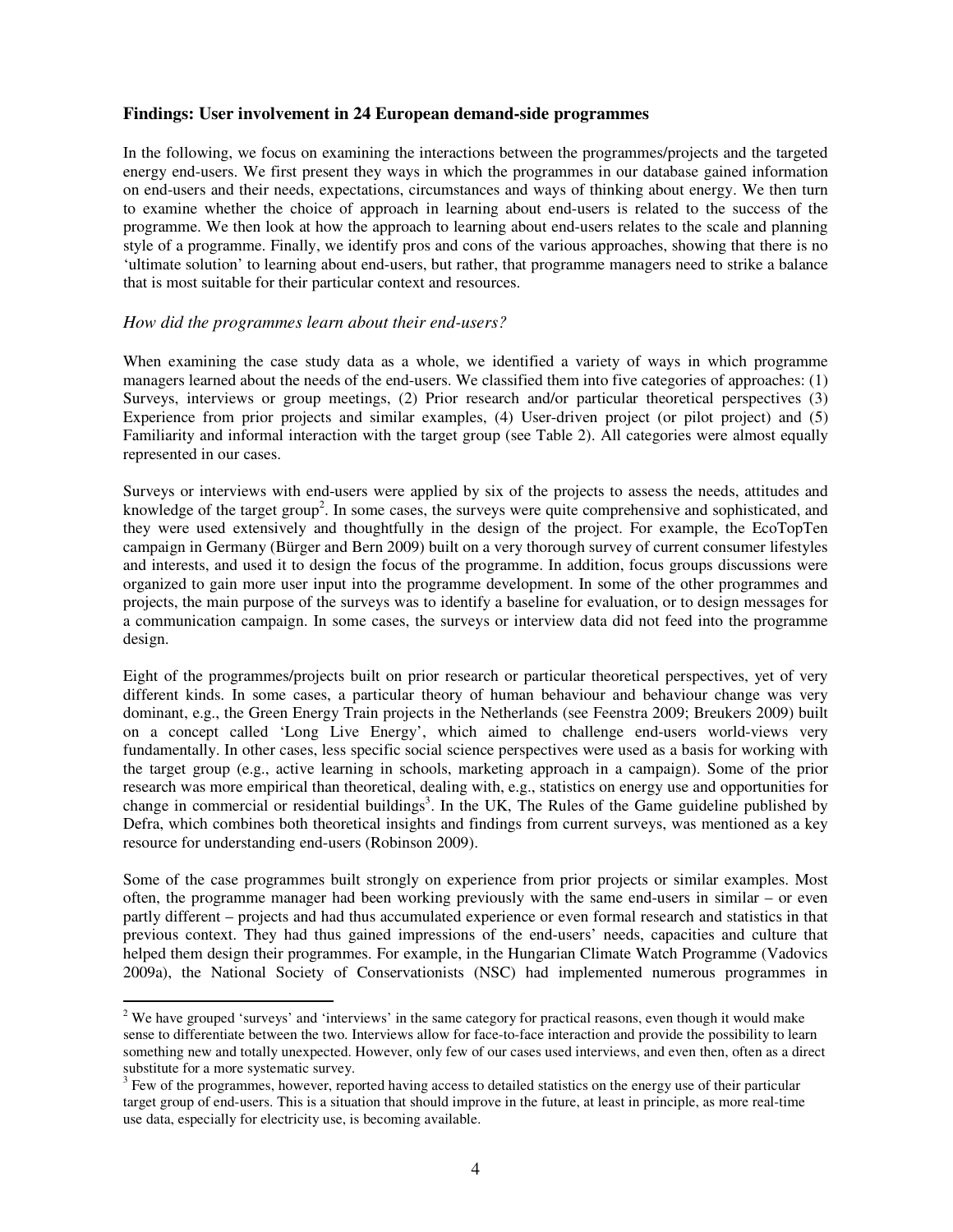### Findings: User involvement in 24 European demand-side programmes

In the following, we focus on examining the interactions between the programmes/projects and the targeted energy end-users. We first present they ways in which the programmes in our database gained information on end-users and their needs, expectations, circumstances and ways of thinking about energy. We then turn to examine whether the choice of approach in learning about end-users is related to the success of the programme. We then look at how the approach to learning about end-users relates to the scale and planning style of a programme. Finally, we identify pros and cons of the various approaches, showing that there is no 'ultimate solution' to learning about end-users, but rather, that programme managers need to strike a balance that is most suitable for their particular context and resources.

*How did the programmes learn about their end-users?*

When examining the case study data as a whole, we identified a variety of ways in which programme managers learned about the needs of the end-users. We classified them into five categories of approaches: (1) Surveys, interviews or group meetings, (2) Prior research and/or particular theoretical perspectives (3) Experience from prior projects and similar examples, (4) User-driven project (or pilot project) and (5) Familiarity and informal interaction with the target group (see Table 2). All categories were almost equally represented in our cases.

Surveys or interviews with end-users were applied by six of the projects to assess the needs, attitudes and knowledge of the target group[2]. In some cases, the surveys were quite comprehensive and sophisticated, and they were used extensively and thoughtfully in the design of the project. For example, the EcoTopTen campaign in Germany (Bürger and Bern 2009) built on a very thorough survey of current consumer lifestyles and interests, and used it to design the focus of the programme. In addition, focus groups discussions were organized to gain more user input into the programme development. In some of the other programmes and projects, the main purpose of the surveys was to identify a baseline for evaluation, or to design messages for a communication campaign. In some cases, the surveys or interview data did not feed into the programme design.

Eight of the programmes/projects built on prior research or particular theoretical perspectives, yet of very different kinds. In some cases, a particular theory of human behaviour and behaviour change was very dominant, e.g., the Green Energy Train projects in the Netherlands (see Feenstra 2009; Breukers 2009) built on a concept called 'Long Live Energy', which aimed to challenge end-users world-views very fundamentally. In other cases, less specific social science perspectives were used as a basis for working with the target group (e.g., active learning in schools, marketing approach in a campaign). Some of the prior research was more empirical than theoretical, dealing with, e.g., statistics on energy use and opportunities for change in commercial or residential buildings[3]. In the UK, The Rules of the Game guideline published by Defra, which combines both theoretical insights and findings from current surveys, was mentioned as a key resource for understanding end-users (Robinson 2009).

Some of the case programmes built strongly on experience from prior projects or similar examples. Most often, the programme manager had been working previously with the same end-users in similar – or even partly different – projects and had thus accumulated experience or even formal research and statistics in that previous context. They had thus gained impressions of the end-users' needs, capacities and culture that helped them design their programmes. For example, in the Hungarian Climate Watch Programme (Vadovics 2009a), the National Society of Conservationists (NSC) had implemented numerous programmes in

---

[2] We have grouped 'surveys' and 'interviews' in the same category for practical reasons, even though it would make sense to differentiate between the two. Interviews allow for face-to-face interaction and provide the possibility to learn something new and totally unexpected. However, only few of our cases used interviews, and even then, often as a direct substitute for a more systematic survey.

[3] Few of the programmes, however, reported having access to detailed statistics on the energy use of their particular target group of end-users. This is a situation that should improve in the future, at least in principle, as more real-time use data, especially for electricity use, is becoming available.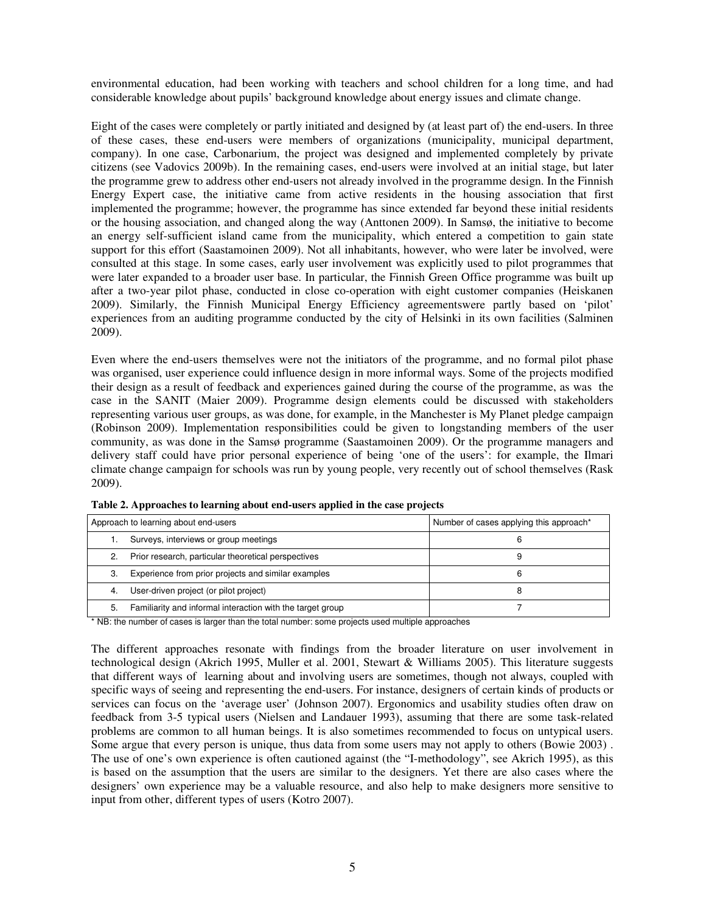environmental education, had been working with teachers and school children for a long time, and had considerable knowledge about pupils' background knowledge about energy issues and climate change.

Eight of the cases were completely or partly initiated and designed by (at least part of) the end-users. In three of these cases, these end-users were members of organizations (municipality, municipal department, company). In one case, Carbonarium, the project was designed and implemented completely by private citizens (see Vadovics 2009b). In the remaining cases, end-users were involved at an initial stage, but later the programme grew to address other end-users not already involved in the programme design. In the Finnish Energy Expert case, the initiative came from active residents in the housing association that first implemented the programme; however, the programme has since extended far beyond these initial residents or the housing association, and changed along the way (Anttonen 2009). In Samsø, the initiative to become an energy self-sufficient island came from the municipality, which entered a competition to gain state support for this effort (Saastamoinen 2009). Not all inhabitants, however, who were later be involved, were consulted at this stage. In some cases, early user involvement was explicitly used to pilot programmes that were later expanded to a broader user base. In particular, the Finnish Green Office programme was built up after a two-year pilot phase, conducted in close co-operation with eight customer companies (Heiskanen 2009). Similarly, the Finnish Municipal Energy Efficiency agreementswere partly based on 'pilot' experiences from an auditing programme conducted by the city of Helsinki in its own facilities (Salminen 2009).

Even where the end-users themselves were not the initiators of the programme, and no formal pilot phase was organised, user experience could influence design in more informal ways. Some of the projects modified their design as a result of feedback and experiences gained during the course of the programme, as was the case in the SANIT (Maier 2009). Programme design elements could be discussed with stakeholders representing various user groups, as was done, for example, in the Manchester is My Planet pledge campaign (Robinson 2009). Implementation responsibilities could be given to longstanding members of the user community, as was done in the Samsø programme (Saastamoinen 2009). Or the programme managers and delivery staff could have prior personal experience of being 'one of the users': for example, the Ilmari climate change campaign for schools was run by young people, very recently out of school themselves (Rask 2009).

**Table 2. Approaches to learning about end-users applied in the case projects**

| Approach to learning about end-users | Number of cases applying this approach* |
|---|---|
| 1. Surveys, interviews or group meetings | 6 |
| 2. Prior research, particular theoretical perspectives | 9 |
| 3. Experience from prior projects and similar examples | 6 |
| 4. User-driven project (or pilot project) | 8 |
| 5. Familiarity and informal interaction with the target group | 7 |

* NB: the number of cases is larger than the total number: some projects used multiple approaches

The different approaches resonate with findings from the broader literature on user involvement in technological design (Akrich 1995, Muller et al. 2001, Stewart & Williams 2005). This literature suggests that different ways of learning about and involving users are sometimes, though not always, coupled with specific ways of seeing and representing the end-users. For instance, designers of certain kinds of products or services can focus on the 'average user' (Johnson 2007). Ergonomics and usability studies often draw on feedback from 3-5 typical users (Nielsen and Landauer 1993), assuming that there are some task-related problems are common to all human beings. It is also sometimes recommended to focus on untypical users. Some argue that every person is unique, thus data from some users may not apply to others (Bowie 2003) . The use of one's own experience is often cautioned against (the "I-methodology", see Akrich 1995), as this is based on the assumption that the users are similar to the designers. Yet there are also cases where the designers' own experience may be a valuable resource, and also help to make designers more sensitive to input from other, different types of users (Kotro 2007).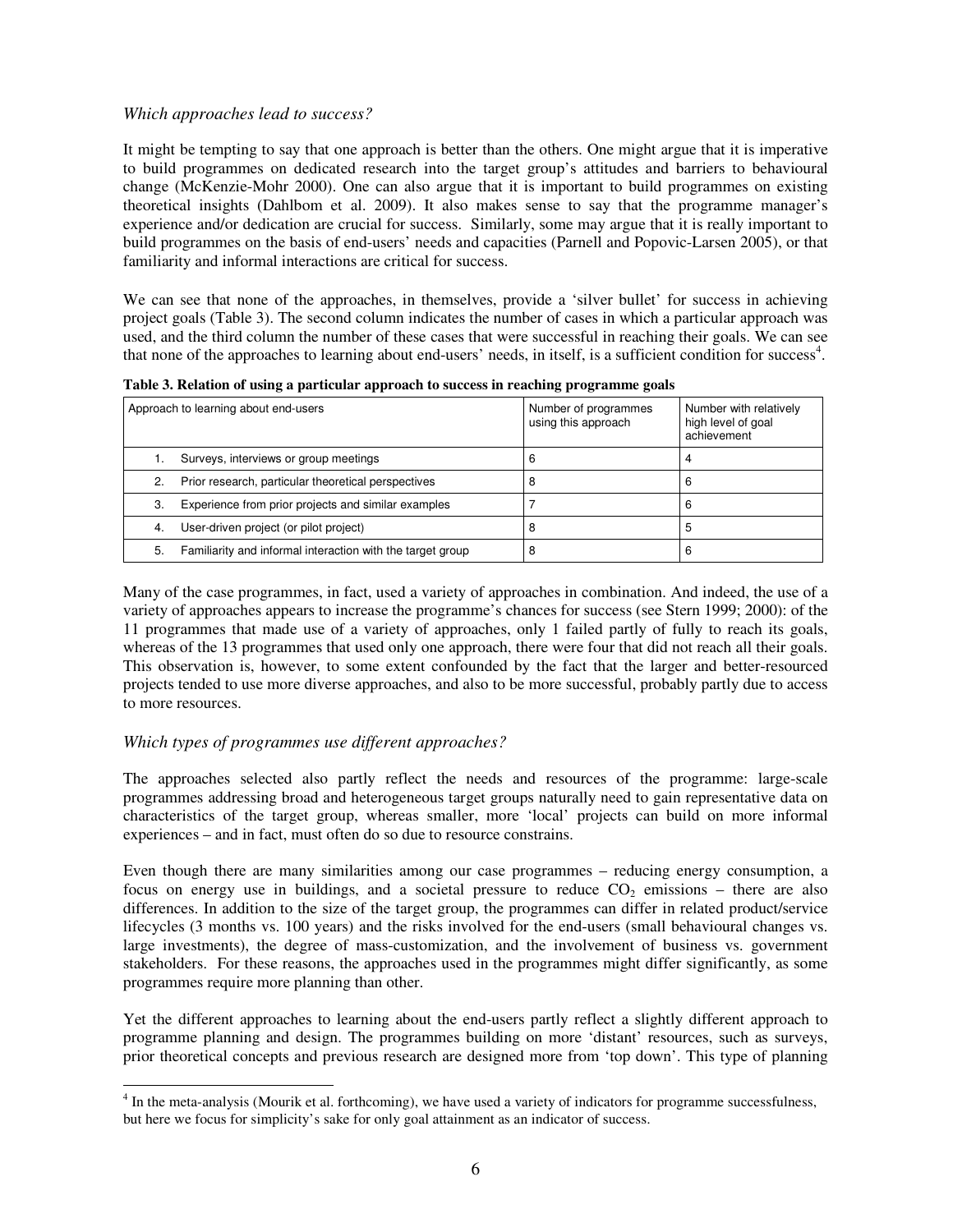*Which approaches lead to success?*

It might be tempting to say that one approach is better than the others. One might argue that it is imperative to build programmes on dedicated research into the target group's attitudes and barriers to behavioural change (McKenzie-Mohr 2000). One can also argue that it is important to build programmes on existing theoretical insights (Dahlbom et al. 2009). It also makes sense to say that the programme manager's experience and/or dedication are crucial for success. Similarly, some may argue that it is really important to build programmes on the basis of end-users' needs and capacities (Parnell and Popovic-Larsen 2005), or that familiarity and informal interactions are critical for success.

We can see that none of the approaches, in themselves, provide a 'silver bullet' for success in achieving project goals (Table 3). The second column indicates the number of cases in which a particular approach was used, and the third column the number of these cases that were successful in reaching their goals. We can see that none of the approaches to learning about end-users' needs, in itself, is a sufficient condition for success[4].

**Table 3. Relation of using a particular approach to success in reaching programme goals**

| Approach to learning about end-users | Number of programmes using this approach | Number with relatively high level of goal achievement |
|---|---|---|
| 1. Surveys, interviews or group meetings | 6 | 4 |
| 2. Prior research, particular theoretical perspectives | 8 | 6 |
| 3. Experience from prior projects and similar examples | 7 | 6 |
| 4. User-driven project (or pilot project) | 8 | 5 |
| 5. Familiarity and informal interaction with the target group | 8 | 6 |

Many of the case programmes, in fact, used a variety of approaches in combination. And indeed, the use of a variety of approaches appears to increase the programme's chances for success (see Stern 1999; 2000): of the 11 programmes that made use of a variety of approaches, only 1 failed partly of fully to reach its goals, whereas of the 13 programmes that used only one approach, there were four that did not reach all their goals. This observation is, however, to some extent confounded by the fact that the larger and better-resourced projects tended to use more diverse approaches, and also to be more successful, probably partly due to access to more resources.

*Which types of programmes use different approaches?*

The approaches selected also partly reflect the needs and resources of the programme: large-scale programmes addressing broad and heterogeneous target groups naturally need to gain representative data on characteristics of the target group, whereas smaller, more 'local' projects can build on more informal experiences – and in fact, must often do so due to resource constrains.

Even though there are many similarities among our case programmes – reducing energy consumption, a focus on energy use in buildings, and a societal pressure to reduce $CO_2$ emissions – there are also differences. In addition to the size of the target group, the programmes can differ in related product/service lifecycles (3 months vs. 100 years) and the risks involved for the end-users (small behavioural changes vs. large investments), the degree of mass-customization, and the involvement of business vs. government stakeholders. For these reasons, the approaches used in the programmes might differ significantly, as some programmes require more planning than other.

Yet the different approaches to learning about the end-users partly reflect a slightly different approach to programme planning and design. The programmes building on more 'distant' resources, such as surveys, prior theoretical concepts and previous research are designed more from 'top down'. This type of planning

[4] In the meta-analysis (Mourik et al. forthcoming), we have used a variety of indicators for programme successfulness, but here we focus for simplicity's sake for only goal attainment as an indicator of success.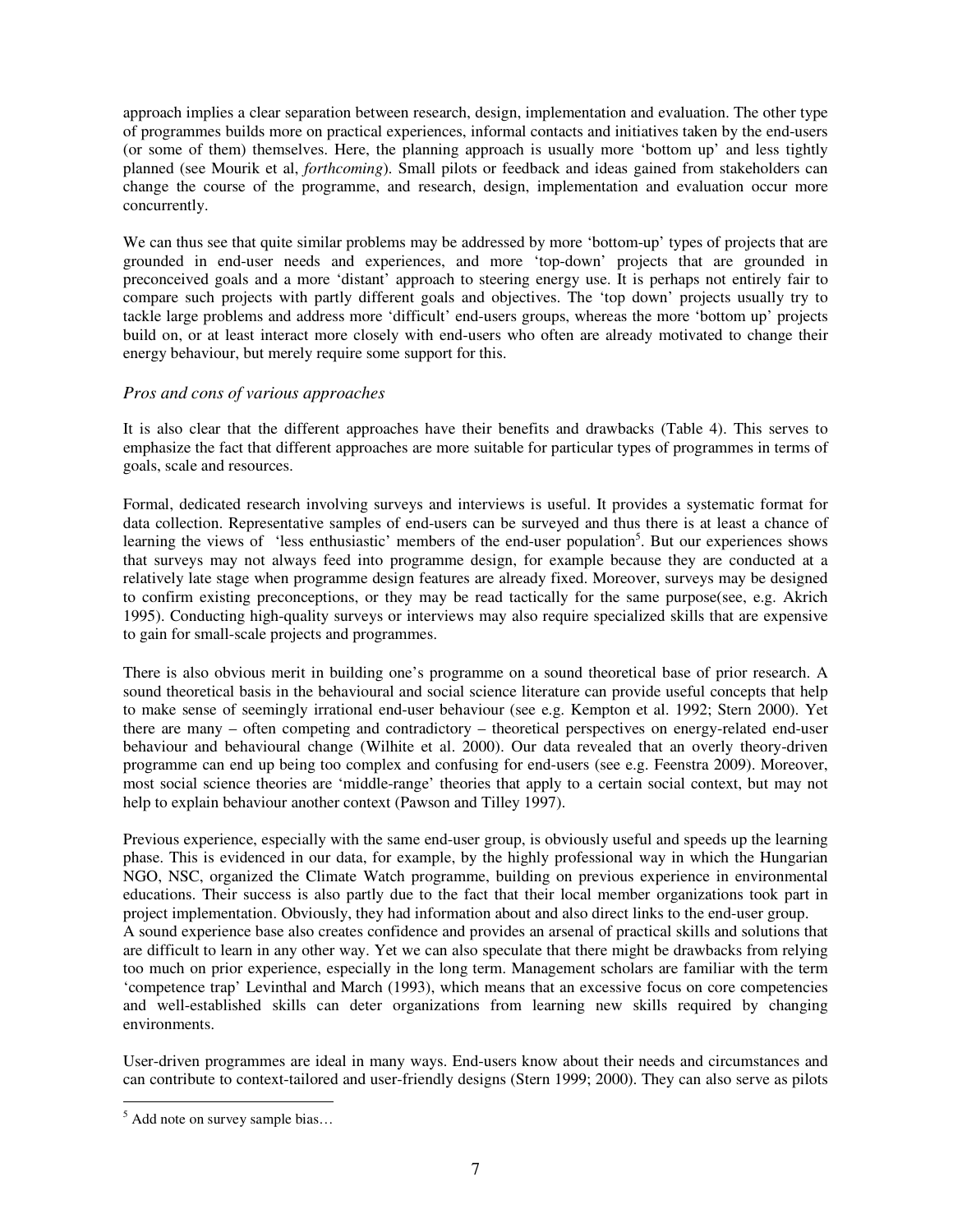approach implies a clear separation between research, design, implementation and evaluation. The other type of programmes builds more on practical experiences, informal contacts and initiatives taken by the end-users (or some of them) themselves. Here, the planning approach is usually more 'bottom up' and less tightly planned (see Mourik et al, *forthcoming*). Small pilots or feedback and ideas gained from stakeholders can change the course of the programme, and research, design, implementation and evaluation occur more concurrently.

We can thus see that quite similar problems may be addressed by more 'bottom-up' types of projects that are grounded in end-user needs and experiences, and more 'top-down' projects that are grounded in preconceived goals and a more 'distant' approach to steering energy use. It is perhaps not entirely fair to compare such projects with partly different goals and objectives. The 'top down' projects usually try to tackle large problems and address more 'difficult' end-users groups, whereas the more 'bottom up' projects build on, or at least interact more closely with end-users who often are already motivated to change their energy behaviour, but merely require some support for this.

### *Pros and cons of various approaches*

It is also clear that the different approaches have their benefits and drawbacks (Table 4). This serves to emphasize the fact that different approaches are more suitable for particular types of programmes in terms of goals, scale and resources.

Formal, dedicated research involving surveys and interviews is useful. It provides a systematic format for data collection. Representative samples of end-users can be surveyed and thus there is at least a chance of learning the views of 'less enthusiastic' members of the end-user population[5]. But our experiences shows that surveys may not always feed into programme design, for example because they are conducted at a relatively late stage when programme design features are already fixed. Moreover, surveys may be designed to confirm existing preconceptions, or they may be read tactically for the same purpose(see, e.g. Akrich 1995). Conducting high-quality surveys or interviews may also require specialized skills that are expensive to gain for small-scale projects and programmes.

There is also obvious merit in building one's programme on a sound theoretical base of prior research. A sound theoretical basis in the behavioural and social science literature can provide useful concepts that help to make sense of seemingly irrational end-user behaviour (see e.g. Kempton et al. 1992; Stern 2000). Yet there are many – often competing and contradictory – theoretical perspectives on energy-related end-user behaviour and behavioural change (Wilhite et al. 2000). Our data revealed that an overly theory-driven programme can end up being too complex and confusing for end-users (see e.g. Feenstra 2009). Moreover, most social science theories are 'middle-range' theories that apply to a certain social context, but may not help to explain behaviour another context (Pawson and Tilley 1997).

Previous experience, especially with the same end-user group, is obviously useful and speeds up the learning phase. This is evidenced in our data, for example, by the highly professional way in which the Hungarian NGO, NSC, organized the Climate Watch programme, building on previous experience in environmental educations. Their success is also partly due to the fact that their local member organizations took part in project implementation. Obviously, they had information about and also direct links to the end-user group.
A sound experience base also creates confidence and provides an arsenal of practical skills and solutions that are difficult to learn in any other way. Yet we can also speculate that there might be drawbacks from relying too much on prior experience, especially in the long term. Management scholars are familiar with the term 'competence trap' Levinthal and March (1993), which means that an excessive focus on core competencies and well-established skills can deter organizations from learning new skills required by changing environments.

User-driven programmes are ideal in many ways. End-users know about their needs and circumstances and can contribute to context-tailored and user-friendly designs (Stern 1999; 2000). They can also serve as pilots

[5] Add note on survey sample bias…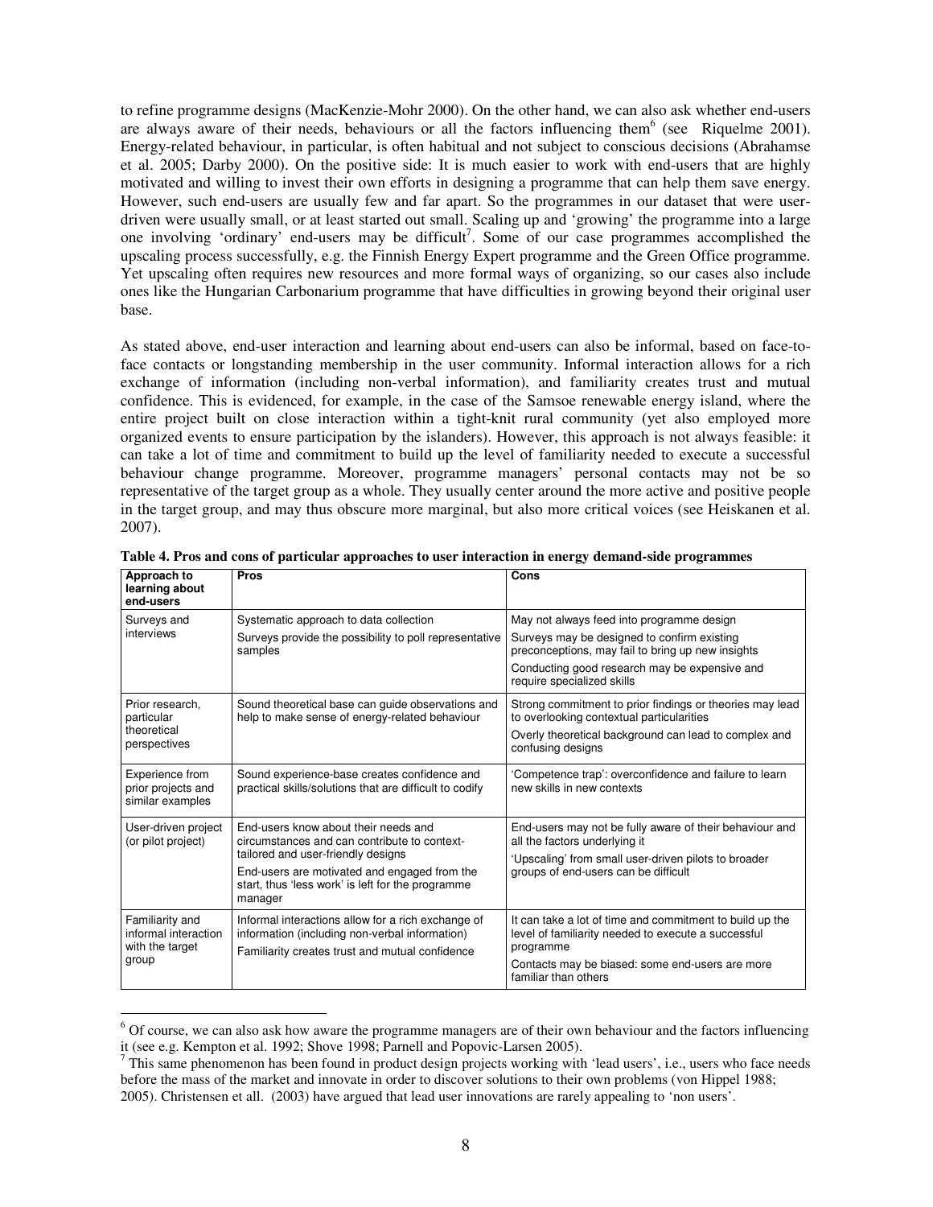to refine programme designs (MacKenzie-Mohr 2000). On the other hand, we can also ask whether end-users are always aware of their needs, behaviours or all the factors influencing them[6] (see Riquelme 2001). Energy-related behaviour, in particular, is often habitual and not subject to conscious decisions (Abrahamse et al. 2005; Darby 2000). On the positive side: It is much easier to work with end-users that are highly motivated and willing to invest their own efforts in designing a programme that can help them save energy. However, such end-users are usually few and far apart. So the programmes in our dataset that were user-driven were usually small, or at least started out small. Scaling up and 'growing' the programme into a large one involving 'ordinary' end-users may be difficult[7]. Some of our case programmes accomplished the upscaling process successfully, e.g. the Finnish Energy Expert programme and the Green Office programme. Yet upscaling often requires new resources and more formal ways of organizing, so our cases also include ones like the Hungarian Carbonarium programme that have difficulties in growing beyond their original user base.

As stated above, end-user interaction and learning about end-users can also be informal, based on face-to-face contacts or longstanding membership in the user community. Informal interaction allows for a rich exchange of information (including non-verbal information), and familiarity creates trust and mutual confidence. This is evidenced, for example, in the case of the Samsoe renewable energy island, where the entire project built on close interaction within a tight-knit rural community (yet also employed more organized events to ensure participation by the islanders). However, this approach is not always feasible: it can take a lot of time and commitment to build up the level of familiarity needed to execute a successful behaviour change programme. Moreover, programme managers' personal contacts may not be so representative of the target group as a whole. They usually center around the more active and positive people in the target group, and may thus obscure more marginal, but also more critical voices (see Heiskanen et al. 2007).

**Table 4. Pros and cons of particular approaches to user interaction in energy demand-side programmes**

| Approach to learning about end-users | Pros | Cons |
|---|---|---|
| Surveys and interviews | Systematic approach to data collection<br>Surveys provide the possibility to poll representative samples | May not always feed into programme design<br>Surveys may be designed to confirm existing preconceptions, may fail to bring up new insights<br>Conducting good research may be expensive and require specialized skills |
| Prior research, particular theoretical perspectives | Sound theoretical base can guide observations and help to make sense of energy-related behaviour | Strong commitment to prior findings or theories may lead to overlooking contextual particularities<br>Overly theoretical background can lead to complex and confusing designs |
| Experience from prior projects and similar examples | Sound experience-base creates confidence and practical skills/solutions that are difficult to codify | 'Competence trap': overconfidence and failure to learn new skills in new contexts |
| User-driven project (or pilot project) | End-users know about their needs and circumstances and can contribute to context-tailored and user-friendly designs<br>End-users are motivated and engaged from the start, thus 'less work' is left for the programme manager | End-users may not be fully aware of their behaviour and all the factors underlying it<br>'Upscaling' from small user-driven pilots to broader groups of end-users can be difficult |
| Familiarity and informal interaction with the target group | Informal interactions allow for a rich exchange of information (including non-verbal information)<br>Familiarity creates trust and mutual confidence | It can take a lot of time and commitment to build up the level of familiarity needed to execute a successful programme<br>Contacts may be biased: some end-users are more familiar than others |

[6] Of course, we can also ask how aware the programme managers are of their own behaviour and the factors influencing it (see e.g. Kempton et al. 1992; Shove 1998; Parnell and Popovic-Larsen 2005).

[7] This same phenomenon has been found in product design projects working with 'lead users', i.e., users who face needs before the mass of the market and innovate in order to discover solutions to their own problems (von Hippel 1988; 2005). Christensen et all. (2003) have argued that lead user innovations are rarely appealing to 'non users'.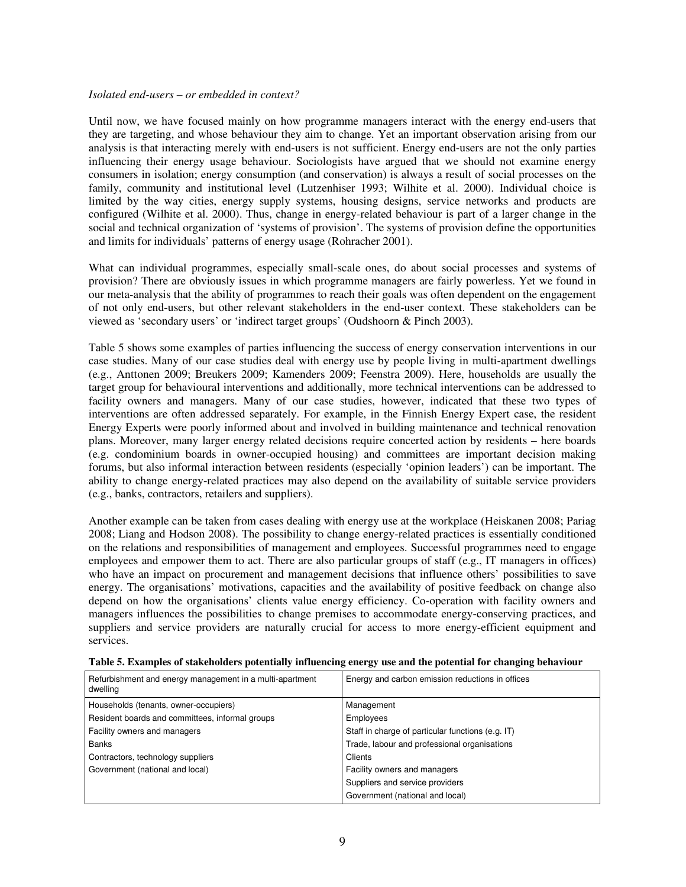*Isolated end-users – or embedded in context?*

Until now, we have focused mainly on how programme managers interact with the energy end-users that they are targeting, and whose behaviour they aim to change. Yet an important observation arising from our analysis is that interacting merely with end-users is not sufficient. Energy end-users are not the only parties influencing their energy usage behaviour. Sociologists have argued that we should not examine energy consumers in isolation; energy consumption (and conservation) is always a result of social processes on the family, community and institutional level (Lutzenhiser 1993; Wilhite et al. 2000). Individual choice is limited by the way cities, energy supply systems, housing designs, service networks and products are configured (Wilhite et al. 2000). Thus, change in energy-related behaviour is part of a larger change in the social and technical organization of 'systems of provision'. The systems of provision define the opportunities and limits for individuals' patterns of energy usage (Rohracher 2001).

What can individual programmes, especially small-scale ones, do about social processes and systems of provision? There are obviously issues in which programme managers are fairly powerless. Yet we found in our meta-analysis that the ability of programmes to reach their goals was often dependent on the engagement of not only end-users, but other relevant stakeholders in the end-user context. These stakeholders can be viewed as 'secondary users' or 'indirect target groups' (Oudshoorn & Pinch 2003).

Table 5 shows some examples of parties influencing the success of energy conservation interventions in our case studies. Many of our case studies deal with energy use by people living in multi-apartment dwellings (e.g., Anttonen 2009; Breukers 2009; Kamenders 2009; Feenstra 2009). Here, households are usually the target group for behavioural interventions and additionally, more technical interventions can be addressed to facility owners and managers. Many of our case studies, however, indicated that these two types of interventions are often addressed separately. For example, in the Finnish Energy Expert case, the resident Energy Experts were poorly informed about and involved in building maintenance and technical renovation plans. Moreover, many larger energy related decisions require concerted action by residents – here boards (e.g. condominium boards in owner-occupied housing) and committees are important decision making forums, but also informal interaction between residents (especially 'opinion leaders') can be important. The ability to change energy-related practices may also depend on the availability of suitable service providers (e.g., banks, contractors, retailers and suppliers).

Another example can be taken from cases dealing with energy use at the workplace (Heiskanen 2008; Pariag 2008; Liang and Hodson 2008). The possibility to change energy-related practices is essentially conditioned on the relations and responsibilities of management and employees. Successful programmes need to engage employees and empower them to act. There are also particular groups of staff (e.g., IT managers in offices) who have an impact on procurement and management decisions that influence others' possibilities to save energy. The organisations' motivations, capacities and the availability of positive feedback on change also depend on how the organisations' clients value energy efficiency. Co-operation with facility owners and managers influences the possibilities to change premises to accommodate energy-conserving practices, and suppliers and service providers are naturally crucial for access to more energy-efficient equipment and services.

**Table 5. Examples of stakeholders potentially influencing energy use and the potential for changing behaviour**

| Refurbishment and energy management in a multi-apartment dwelling | Energy and carbon emission reductions in offices |
|---|---|
| Households (tenants, owner-occupiers) | Management |
| Resident boards and committees, informal groups | Employees |
| Facility owners and managers | Staff in charge of particular functions (e.g. IT) |
| Banks | Trade, labour and professional organisations |
| Contractors, technology suppliers | Clients |
| Government (national and local) | Facility owners and managers |
| | Suppliers and service providers |
| | Government (national and local) |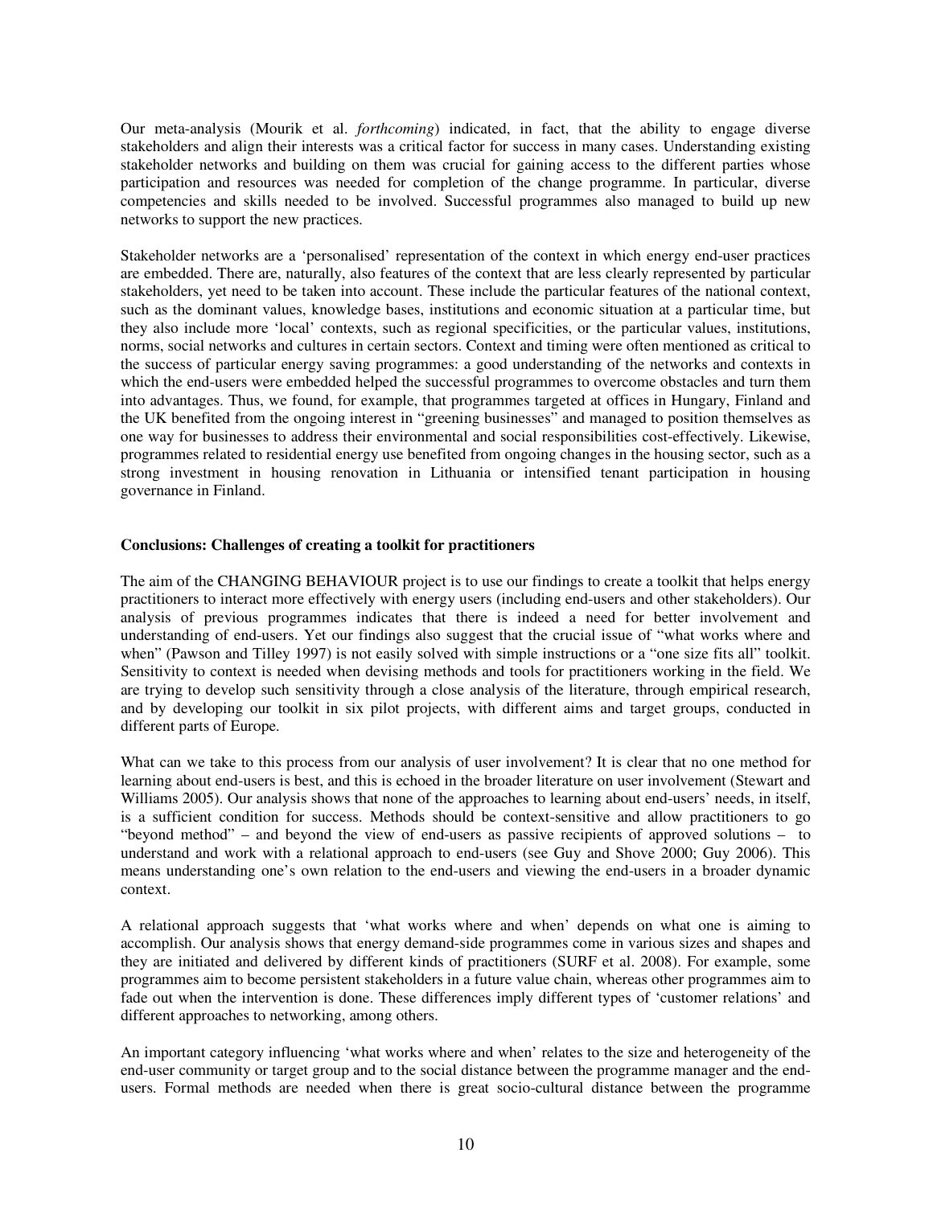Our meta-analysis (Mourik et al. *forthcoming*) indicated, in fact, that the ability to engage diverse stakeholders and align their interests was a critical factor for success in many cases. Understanding existing stakeholder networks and building on them was crucial for gaining access to the different parties whose participation and resources was needed for completion of the change programme. In particular, diverse competencies and skills needed to be involved. Successful programmes also managed to build up new networks to support the new practices.

Stakeholder networks are a 'personalised' representation of the context in which energy end-user practices are embedded. There are, naturally, also features of the context that are less clearly represented by particular stakeholders, yet need to be taken into account. These include the particular features of the national context, such as the dominant values, knowledge bases, institutions and economic situation at a particular time, but they also include more 'local' contexts, such as regional specificities, or the particular values, institutions, norms, social networks and cultures in certain sectors. Context and timing were often mentioned as critical to the success of particular energy saving programmes: a good understanding of the networks and contexts in which the end-users were embedded helped the successful programmes to overcome obstacles and turn them into advantages. Thus, we found, for example, that programmes targeted at offices in Hungary, Finland and the UK benefited from the ongoing interest in "greening businesses" and managed to position themselves as one way for businesses to address their environmental and social responsibilities cost-effectively. Likewise, programmes related to residential energy use benefited from ongoing changes in the housing sector, such as a strong investment in housing renovation in Lithuania or intensified tenant participation in housing governance in Finland.

## Conclusions: Challenges of creating a toolkit for practitioners

The aim of the CHANGING BEHAVIOUR project is to use our findings to create a toolkit that helps energy practitioners to interact more effectively with energy users (including end-users and other stakeholders). Our analysis of previous programmes indicates that there is indeed a need for better involvement and understanding of end-users. Yet our findings also suggest that the crucial issue of "what works where and when" (Pawson and Tilley 1997) is not easily solved with simple instructions or a "one size fits all" toolkit. Sensitivity to context is needed when devising methods and tools for practitioners working in the field. We are trying to develop such sensitivity through a close analysis of the literature, through empirical research, and by developing our toolkit in six pilot projects, with different aims and target groups, conducted in different parts of Europe.

What can we take to this process from our analysis of user involvement? It is clear that no one method for learning about end-users is best, and this is echoed in the broader literature on user involvement (Stewart and Williams 2005). Our analysis shows that none of the approaches to learning about end-users' needs, in itself, is a sufficient condition for success. Methods should be context-sensitive and allow practitioners to go "beyond method" – and beyond the view of end-users as passive recipients of approved solutions – to understand and work with a relational approach to end-users (see Guy and Shove 2000; Guy 2006). This means understanding one's own relation to the end-users and viewing the end-users in a broader dynamic context.

A relational approach suggests that 'what works where and when' depends on what one is aiming to accomplish. Our analysis shows that energy demand-side programmes come in various sizes and shapes and they are initiated and delivered by different kinds of practitioners (SURF et al. 2008). For example, some programmes aim to become persistent stakeholders in a future value chain, whereas other programmes aim to fade out when the intervention is done. These differences imply different types of 'customer relations' and different approaches to networking, among others.

An important category influencing 'what works where and when' relates to the size and heterogeneity of the end-user community or target group and to the social distance between the programme manager and the end-users. Formal methods are needed when there is great socio-cultural distance between the programme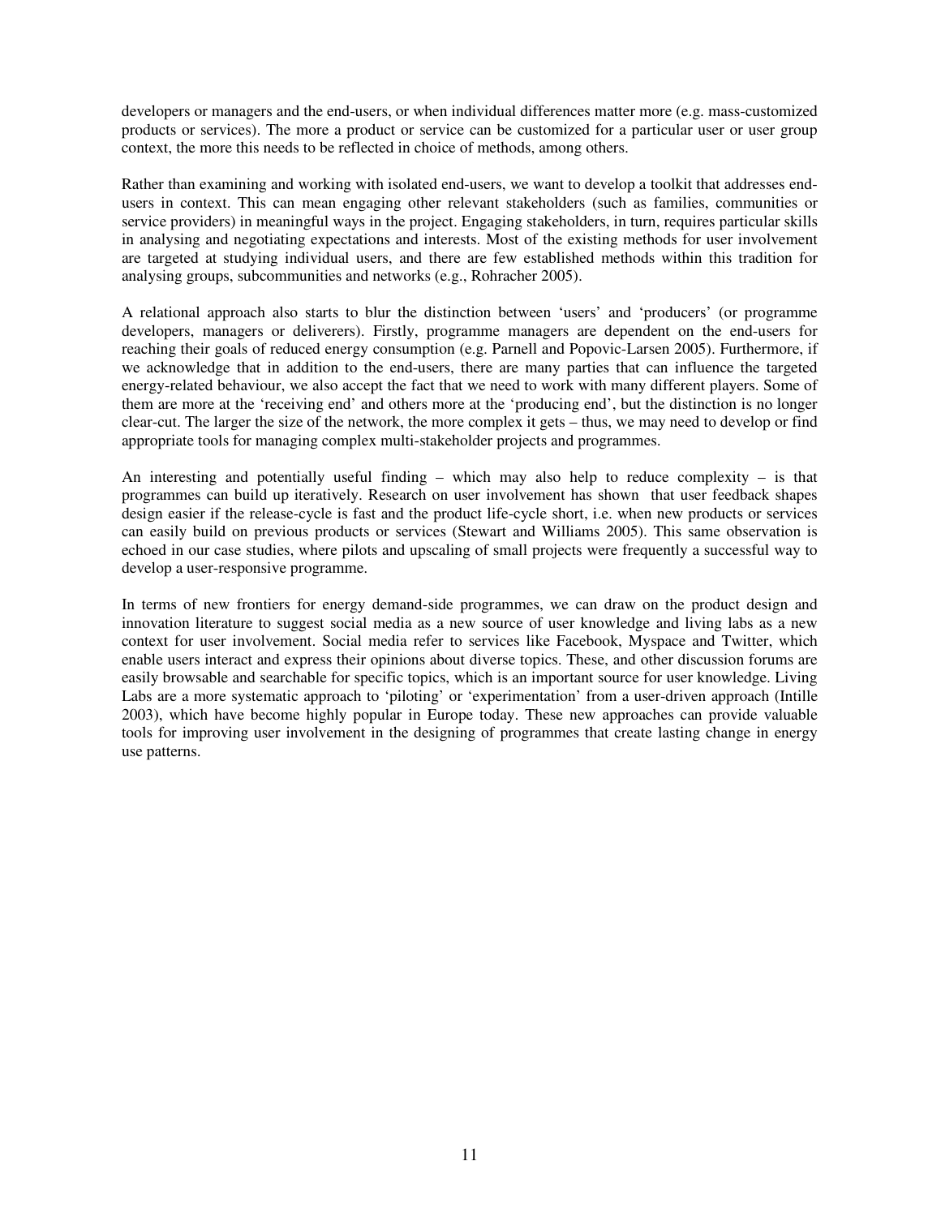developers or managers and the end-users, or when individual differences matter more (e.g. mass-customized products or services). The more a product or service can be customized for a particular user or user group context, the more this needs to be reflected in choice of methods, among others.

Rather than examining and working with isolated end-users, we want to develop a toolkit that addresses end-users in context. This can mean engaging other relevant stakeholders (such as families, communities or service providers) in meaningful ways in the project. Engaging stakeholders, in turn, requires particular skills in analysing and negotiating expectations and interests. Most of the existing methods for user involvement are targeted at studying individual users, and there are few established methods within this tradition for analysing groups, subcommunities and networks (e.g., Rohracher 2005).

A relational approach also starts to blur the distinction between 'users' and 'producers' (or programme developers, managers or deliverers). Firstly, programme managers are dependent on the end-users for reaching their goals of reduced energy consumption (e.g. Parnell and Popovic-Larsen 2005). Furthermore, if we acknowledge that in addition to the end-users, there are many parties that can influence the targeted energy-related behaviour, we also accept the fact that we need to work with many different players. Some of them are more at the 'receiving end' and others more at the 'producing end', but the distinction is no longer clear-cut. The larger the size of the network, the more complex it gets – thus, we may need to develop or find appropriate tools for managing complex multi-stakeholder projects and programmes.

An interesting and potentially useful finding – which may also help to reduce complexity – is that programmes can build up iteratively. Research on user involvement has shown that user feedback shapes design easier if the release-cycle is fast and the product life-cycle short, i.e. when new products or services can easily build on previous products or services (Stewart and Williams 2005). This same observation is echoed in our case studies, where pilots and upscaling of small projects were frequently a successful way to develop a user-responsive programme.

In terms of new frontiers for energy demand-side programmes, we can draw on the product design and innovation literature to suggest social media as a new source of user knowledge and living labs as a new context for user involvement. Social media refer to services like Facebook, Myspace and Twitter, which enable users interact and express their opinions about diverse topics. These, and other discussion forums are easily browsable and searchable for specific topics, which is an important source for user knowledge. Living Labs are a more systematic approach to 'piloting' or 'experimentation' from a user-driven approach (Intille 2003), which have become highly popular in Europe today. These new approaches can provide valuable tools for improving user involvement in the designing of programmes that create lasting change in energy use patterns.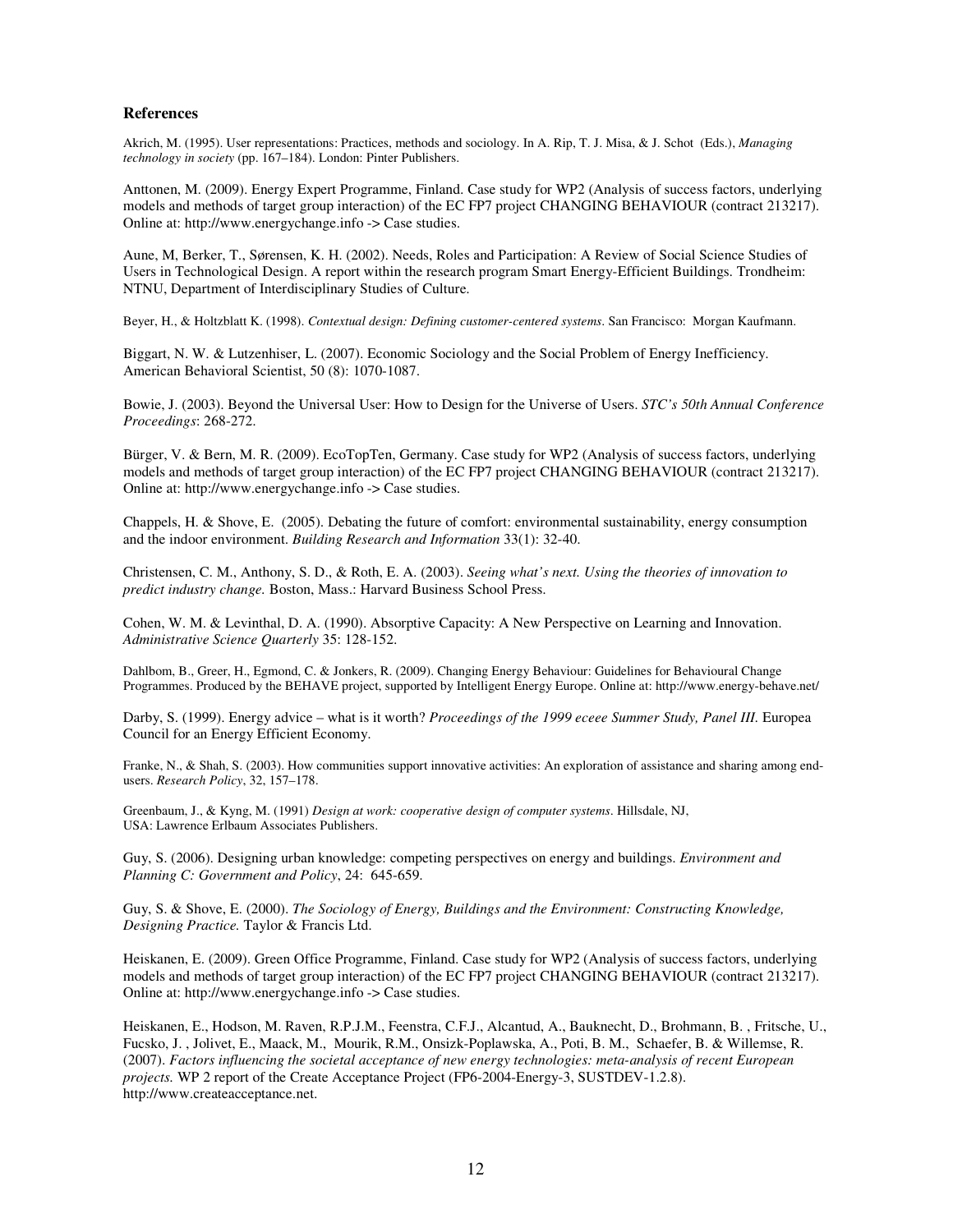## References

Akrich, M. (1995). User representations: Practices, methods and sociology. In A. Rip, T. J. Misa, & J. Schot (Eds.), *Managing technology in society* (pp. 167–184). London: Pinter Publishers.

Anttonen, M. (2009). Energy Expert Programme, Finland. Case study for WP2 (Analysis of success factors, underlying models and methods of target group interaction) of the EC FP7 project CHANGING BEHAVIOUR (contract 213217). Online at: http://www.energychange.info -> Case studies.

Aune, M, Berker, T., Sørensen, K. H. (2002). Needs, Roles and Participation: A Review of Social Science Studies of Users in Technological Design. A report within the research program Smart Energy-Efficient Buildings. Trondheim: NTNU, Department of Interdisciplinary Studies of Culture.

Beyer, H., & Holtzblatt K. (1998). *Contextual design: Defining customer-centered systems*. San Francisco: Morgan Kaufmann.

Biggart, N. W. & Lutzenhiser, L. (2007). Economic Sociology and the Social Problem of Energy Inefficiency. American Behavioral Scientist, 50 (8): 1070-1087.

Bowie, J. (2003). Beyond the Universal User: How to Design for the Universe of Users. *STC's 50th Annual Conference Proceedings*: 268-272.

Bürger, V. & Bern, M. R. (2009). EcoTopTen, Germany. Case study for WP2 (Analysis of success factors, underlying models and methods of target group interaction) of the EC FP7 project CHANGING BEHAVIOUR (contract 213217). Online at: http://www.energychange.info -> Case studies.

Chappels, H. & Shove, E. (2005). Debating the future of comfort: environmental sustainability, energy consumption and the indoor environment. *Building Research and Information* 33(1): 32-40.

Christensen, C. M., Anthony, S. D., & Roth, E. A. (2003). *Seeing what's next. Using the theories of innovation to predict industry change.* Boston, Mass.: Harvard Business School Press.

Cohen, W. M. & Levinthal, D. A. (1990). Absorptive Capacity: A New Perspective on Learning and Innovation. *Administrative Science Quarterly* 35: 128-152.

Dahlbom, B., Greer, H., Egmond, C. & Jonkers, R. (2009). Changing Energy Behaviour: Guidelines for Behavioural Change Programmes. Produced by the BEHAVE project, supported by Intelligent Energy Europe. Online at: http://www.energy-behave.net/

Darby, S. (1999). Energy advice – what is it worth? *Proceedings of the 1999 eceee Summer Study, Panel III*. Europea Council for an Energy Efficient Economy.

Franke, N., & Shah, S. (2003). How communities support innovative activities: An exploration of assistance and sharing among end-users. *Research Policy*, 32, 157–178.

Greenbaum, J., & Kyng, M. (1991) *Design at work: cooperative design of computer systems*. Hillsdale, NJ, USA: Lawrence Erlbaum Associates Publishers.

Guy, S. (2006). Designing urban knowledge: competing perspectives on energy and buildings. *Environment and Planning C: Government and Policy*, 24: 645-659.

Guy, S. & Shove, E. (2000). *The Sociology of Energy, Buildings and the Environment: Constructing Knowledge, Designing Practice.* Taylor & Francis Ltd.

Heiskanen, E. (2009). Green Office Programme, Finland. Case study for WP2 (Analysis of success factors, underlying models and methods of target group interaction) of the EC FP7 project CHANGING BEHAVIOUR (contract 213217). Online at: http://www.energychange.info -> Case studies.

Heiskanen, E., Hodson, M. Raven, R.P.J.M., Feenstra, C.F.J., Alcantud, A., Bauknecht, D., Brohmann, B. , Fritsche, U., Fucsko, J. , Jolivet, E., Maack, M., Mourik, R.M., Onsizk-Poplawska, A., Poti, B. M., Schaefer, B. & Willemse, R. (2007). *Factors influencing the societal acceptance of new energy technologies: meta-analysis of recent European projects.* WP 2 report of the Create Acceptance Project (FP6-2004-Energy-3, SUSTDEV-1.2.8). http://www.createacceptance.net.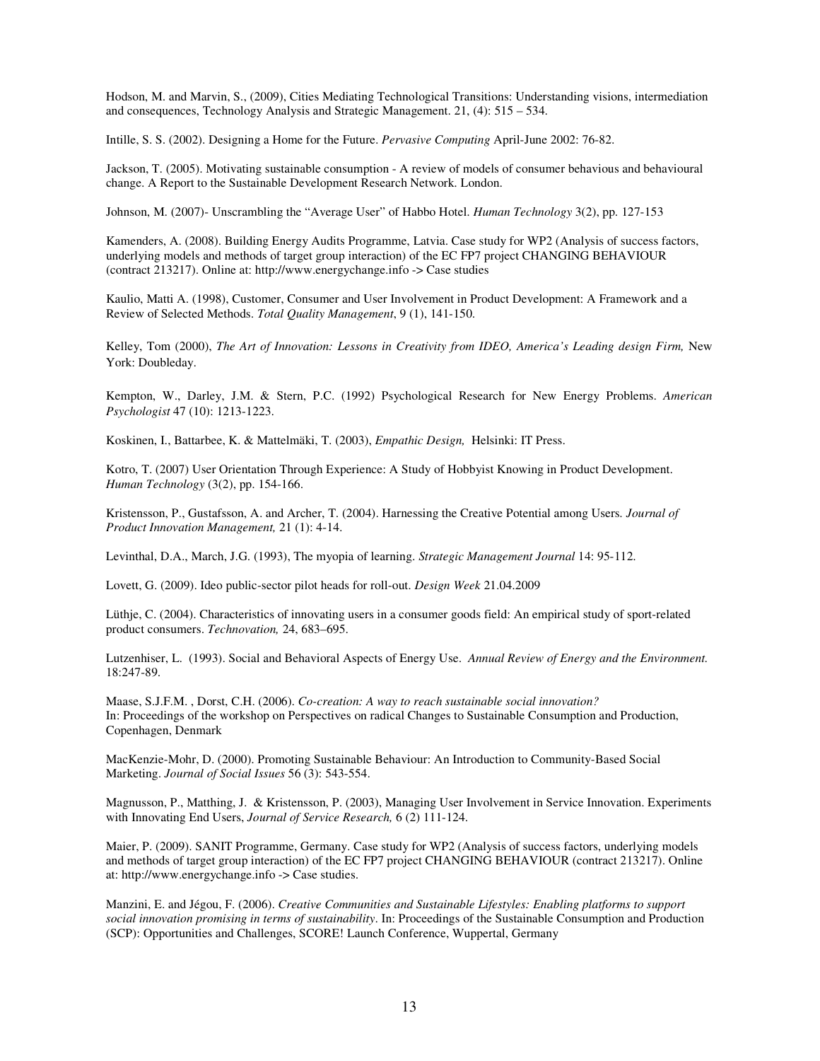Hodson, M. and Marvin, S., (2009), Cities Mediating Technological Transitions: Understanding visions, intermediation and consequences, Technology Analysis and Strategic Management. 21, (4): 515 – 534.

Intille, S. S. (2002). Designing a Home for the Future. *Pervasive Computing* April-June 2002: 76-82.

Jackson, T. (2005). Motivating sustainable consumption - A review of models of consumer behavious and behavioural change. A Report to the Sustainable Development Research Network. London.

Johnson, M. (2007)- Unscrambling the "Average User" of Habbo Hotel. *Human Technology* 3(2), pp. 127-153

Kamenders, A. (2008). Building Energy Audits Programme, Latvia. Case study for WP2 (Analysis of success factors, underlying models and methods of target group interaction) of the EC FP7 project CHANGING BEHAVIOUR (contract 213217). Online at: http://www.energychange.info -> Case studies

Kaulio, Matti A. (1998), Customer, Consumer and User Involvement in Product Development: A Framework and a Review of Selected Methods. *Total Quality Management*, 9 (1), 141-150.

Kelley, Tom (2000), *The Art of Innovation: Lessons in Creativity from IDEO, America's Leading design Firm,* New York: Doubleday.

Kempton, W., Darley, J.M. & Stern, P.C. (1992) Psychological Research for New Energy Problems. *American Psychologist* 47 (10): 1213-1223.

Koskinen, I., Battarbee, K. & Mattelmäki, T. (2003), *Empathic Design,* Helsinki: IT Press.

Kotro, T. (2007) User Orientation Through Experience: A Study of Hobbyist Knowing in Product Development. *Human Technology* (3(2), pp. 154-166.

Kristensson, P., Gustafsson, A. and Archer, T. (2004). Harnessing the Creative Potential among Users. *Journal of Product Innovation Management,* 21 (1): 4-14.

Levinthal, D.A., March, J.G. (1993), The myopia of learning. *Strategic Management Journal* 14: 95-112.

Lovett, G. (2009). Ideo public-sector pilot heads for roll-out. *Design Week* 21.04.2009

Lüthje, C. (2004). Characteristics of innovating users in a consumer goods field: An empirical study of sport-related product consumers. *Technovation,* 24, 683–695.

Lutzenhiser, L. (1993). Social and Behavioral Aspects of Energy Use. *Annual Review of Energy and the Environment.* 18:247-89.

Maase, S.J.F.M. , Dorst, C.H. (2006). *Co-creation: A way to reach sustainable social innovation?* In: Proceedings of the workshop on Perspectives on radical Changes to Sustainable Consumption and Production, Copenhagen, Denmark

MacKenzie-Mohr, D. (2000). Promoting Sustainable Behaviour: An Introduction to Community-Based Social Marketing. *Journal of Social Issues* 56 (3): 543-554.

Magnusson, P., Matthing, J. & Kristensson, P. (2003), Managing User Involvement in Service Innovation. Experiments with Innovating End Users, *Journal of Service Research,* 6 (2) 111-124.

Maier, P. (2009). SANIT Programme, Germany. Case study for WP2 (Analysis of success factors, underlying models and methods of target group interaction) of the EC FP7 project CHANGING BEHAVIOUR (contract 213217). Online at: http://www.energychange.info -> Case studies.

Manzini, E. and Jégou, F. (2006). *Creative Communities and Sustainable Lifestyles: Enabling platforms to support social innovation promising in terms of sustainability*. In: Proceedings of the Sustainable Consumption and Production (SCP): Opportunities and Challenges, SCORE! Launch Conference, Wuppertal, Germany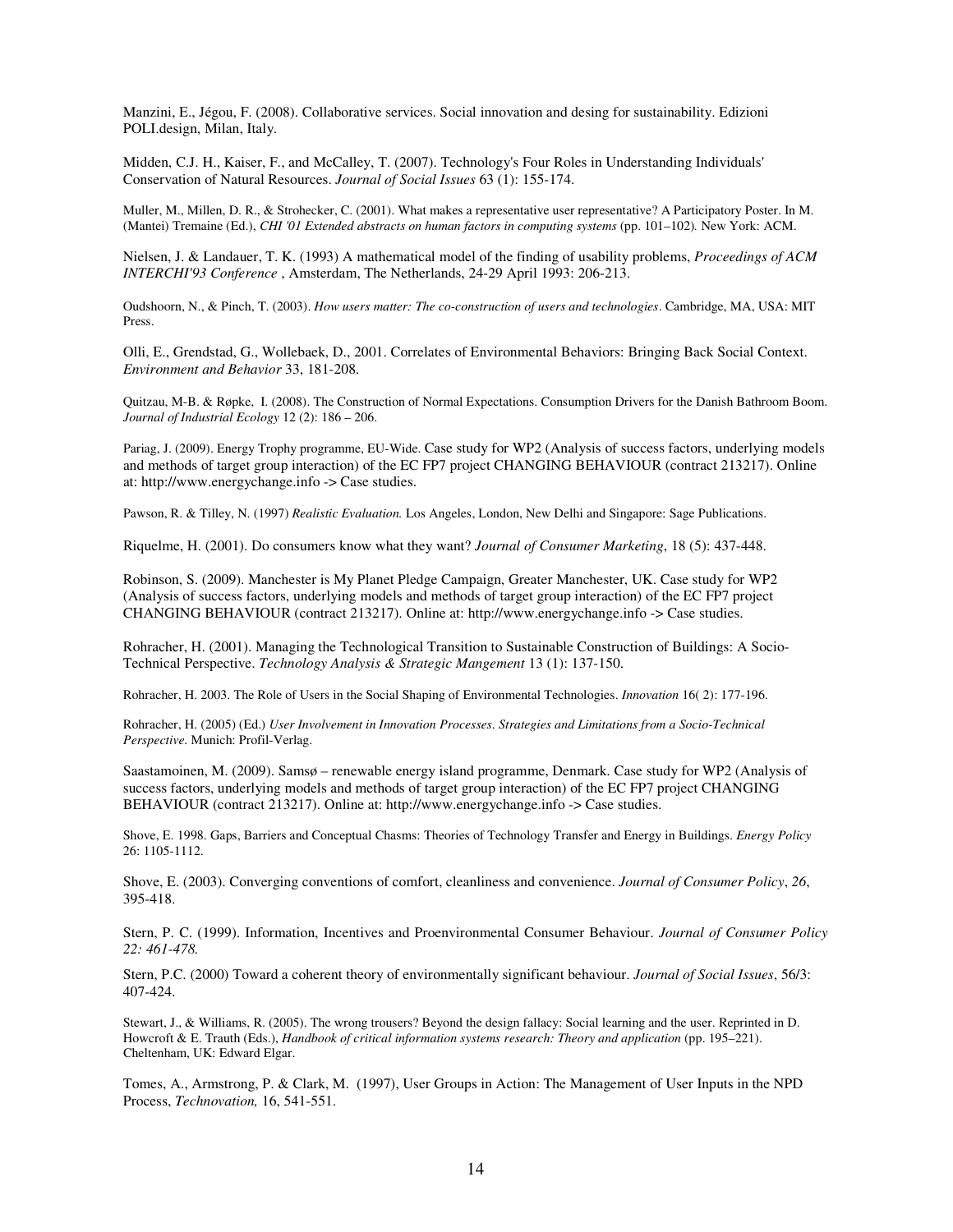Manzini, E., Jégou, F. (2008). Collaborative services. Social innovation and desing for sustainability. Edizioni POLI.design, Milan, Italy.

Midden, C.J. H., Kaiser, F., and McCalley, T. (2007). Technology's Four Roles in Understanding Individuals' Conservation of Natural Resources. *Journal of Social Issues* 63 (1): 155-174.

Muller, M., Millen, D. R., & Strohecker, C. (2001). What makes a representative user representative? A Participatory Poster. In M. (Mantei) Tremaine (Ed.), *CHI '01 Extended abstracts on human factors in computing systems* (pp. 101–102)*.* New York: ACM.

Nielsen, J. & Landauer, T. K. (1993) A mathematical model of the finding of usability problems, *Proceedings of ACM INTERCHI'93 Conference* , Amsterdam, The Netherlands, 24-29 April 1993: 206-213.

Oudshoorn, N., & Pinch, T. (2003). *How users matter: The co-construction of users and technologies*. Cambridge, MA, USA: MIT Press.

Olli, E., Grendstad, G., Wollebaek, D., 2001. Correlates of Environmental Behaviors: Bringing Back Social Context. *Environment and Behavior* 33, 181-208.

Quitzau, M-B. & Røpke, I. (2008). The Construction of Normal Expectations. Consumption Drivers for the Danish Bathroom Boom. *Journal of Industrial Ecology* 12 (2): 186 – 206.

Pariag, J. (2009). Energy Trophy programme, EU-Wide. Case study for WP2 (Analysis of success factors, underlying models and methods of target group interaction) of the EC FP7 project CHANGING BEHAVIOUR (contract 213217). Online at: http://www.energychange.info -> Case studies.

Pawson, R. & Tilley, N. (1997) *Realistic Evaluation.* Los Angeles, London, New Delhi and Singapore: Sage Publications.

Riquelme, H. (2001). Do consumers know what they want? *Journal of Consumer Marketing*, 18 (5): 437-448.

Robinson, S. (2009). Manchester is My Planet Pledge Campaign, Greater Manchester, UK. Case study for WP2 (Analysis of success factors, underlying models and methods of target group interaction) of the EC FP7 project CHANGING BEHAVIOUR (contract 213217). Online at: http://www.energychange.info -> Case studies.

Rohracher, H. (2001). Managing the Technological Transition to Sustainable Construction of Buildings: A Socio-Technical Perspective. *Technology Analysis & Strategic Mangement* 13 (1): 137-150.

Rohracher, H. 2003. The Role of Users in the Social Shaping of Environmental Technologies. *Innovation* 16( 2): 177-196.

Rohracher, H. (2005) (Ed.) *User Involvement in Innovation Processes. Strategies and Limitations from a Socio-Technical Perspective.* Munich: Profil-Verlag.

Saastamoinen, M. (2009). Samsø – renewable energy island programme, Denmark. Case study for WP2 (Analysis of success factors, underlying models and methods of target group interaction) of the EC FP7 project CHANGING BEHAVIOUR (contract 213217). Online at: http://www.energychange.info -> Case studies.

Shove, E. 1998. Gaps, Barriers and Conceptual Chasms: Theories of Technology Transfer and Energy in Buildings. *Energy Policy* 26: 1105-1112.

Shove, E. (2003). Converging conventions of comfort, cleanliness and convenience. *Journal of Consumer Policy*, *26*, 395-418.

Stern, P. C. (1999). Information, Incentives and Proenvironmental Consumer Behaviour. *Journal of Consumer Policy 22: 461-478.*

Stern, P.C. (2000) Toward a coherent theory of environmentally significant behaviour. *Journal of Social Issues*, 56/3: 407-424.

Stewart, J., & Williams, R. (2005). The wrong trousers? Beyond the design fallacy: Social learning and the user. Reprinted in D. Howcroft & E. Trauth (Eds.), *Handbook of critical information systems research: Theory and application* (pp. 195–221). Cheltenham, UK: Edward Elgar.

Tomes, A., Armstrong, P. & Clark, M. (1997), User Groups in Action: The Management of User Inputs in the NPD Process, *Technovation,* 16, 541-551.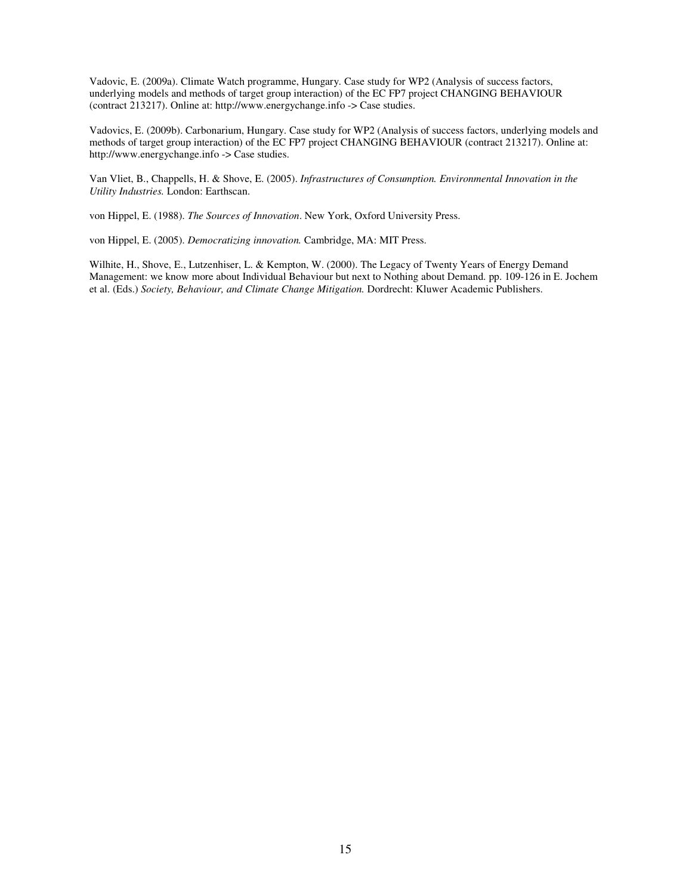Vadovic, E. (2009a). Climate Watch programme, Hungary. Case study for WP2 (Analysis of success factors, underlying models and methods of target group interaction) of the EC FP7 project CHANGING BEHAVIOUR (contract 213217). Online at: http://www.energychange.info -> Case studies.

Vadovics, E. (2009b). Carbonarium, Hungary. Case study for WP2 (Analysis of success factors, underlying models and methods of target group interaction) of the EC FP7 project CHANGING BEHAVIOUR (contract 213217). Online at: http://www.energychange.info -> Case studies.

Van Vliet, B., Chappells, H. & Shove, E. (2005). *Infrastructures of Consumption. Environmental Innovation in the Utility Industries.* London: Earthscan.

von Hippel, E. (1988). *The Sources of Innovation*. New York, Oxford University Press.

von Hippel, E. (2005). *Democratizing innovation.* Cambridge, MA: MIT Press.

Wilhite, H., Shove, E., Lutzenhiser, L. & Kempton, W. (2000). The Legacy of Twenty Years of Energy Demand Management: we know more about Individual Behaviour but next to Nothing about Demand. pp. 109-126 in E. Jochem et al. (Eds.) *Society, Behaviour, and Climate Change Mitigation.* Dordrecht: Kluwer Academic Publishers.